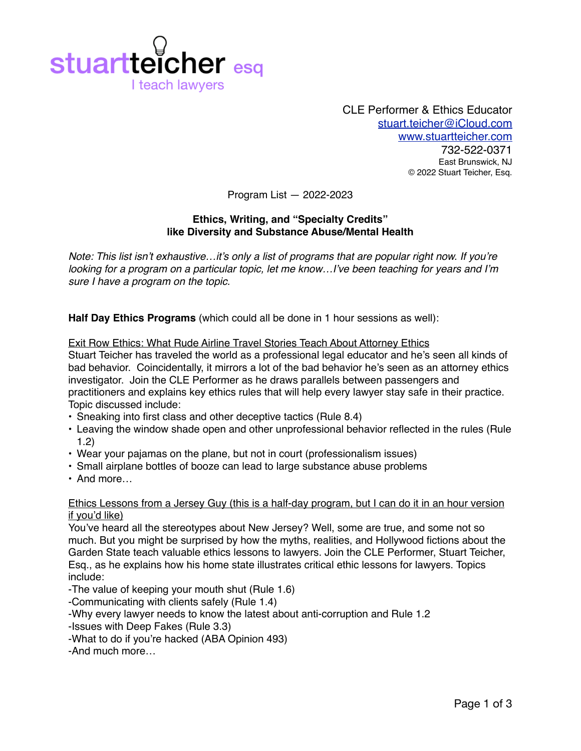stuartteicher esq
I teach lawyers

CLE Performer & Ethics Educator
stuart.teicher@iCloud.com
www.stuartteicher.com
732-522-0371
East Brunswick, NJ
© 2022 Stuart Teicher, Esq.

Program List — 2022-2023

**Ethics, Writing, and "Specialty Credits"**
**like Diversity and Substance Abuse/Mental Health**

*Note: This list isn't exhaustive…it's only a list of programs that are popular right now. If you're looking for a program on a particular topic, let me know…I've been teaching for years and I'm sure I have a program on the topic.*

**Half Day Ethics Programs** (which could all be done in 1 hour sessions as well):

<u>Exit Row Ethics: What Rude Airline Travel Stories Teach About Attorney Ethics</u>
Stuart Teicher has traveled the world as a professional legal educator and he's seen all kinds of bad behavior. Coincidentally, it mirrors a lot of the bad behavior he's seen as an attorney ethics investigator. Join the CLE Performer as he draws parallels between passengers and practitioners and explains key ethics rules that will help every lawyer stay safe in their practice. Topic discussed include:

- Sneaking into first class and other deceptive tactics (Rule 8.4)
- Leaving the window shade open and other unprofessional behavior reflected in the rules (Rule 1.2)
- Wear your pajamas on the plane, but not in court (professionalism issues)
- Small airplane bottles of booze can lead to large substance abuse problems
- And more…

<u>Ethics Lessons from a Jersey Guy (this is a half-day program, but I can do it in an hour version if you'd like)</u>
You've heard all the stereotypes about New Jersey? Well, some are true, and some not so much. But you might be surprised by how the myths, realities, and Hollywood fictions about the Garden State teach valuable ethics lessons to lawyers. Join the CLE Performer, Stuart Teicher, Esq., as he explains how his home state illustrates critical ethic lessons for lawyers. Topics include:

-The value of keeping your mouth shut (Rule 1.6)
-Communicating with clients safely (Rule 1.4)
-Why every lawyer needs to know the latest about anti-corruption and Rule 1.2
-Issues with Deep Fakes (Rule 3.3)
-What to do if you're hacked (ABA Opinion 493)
-And much more…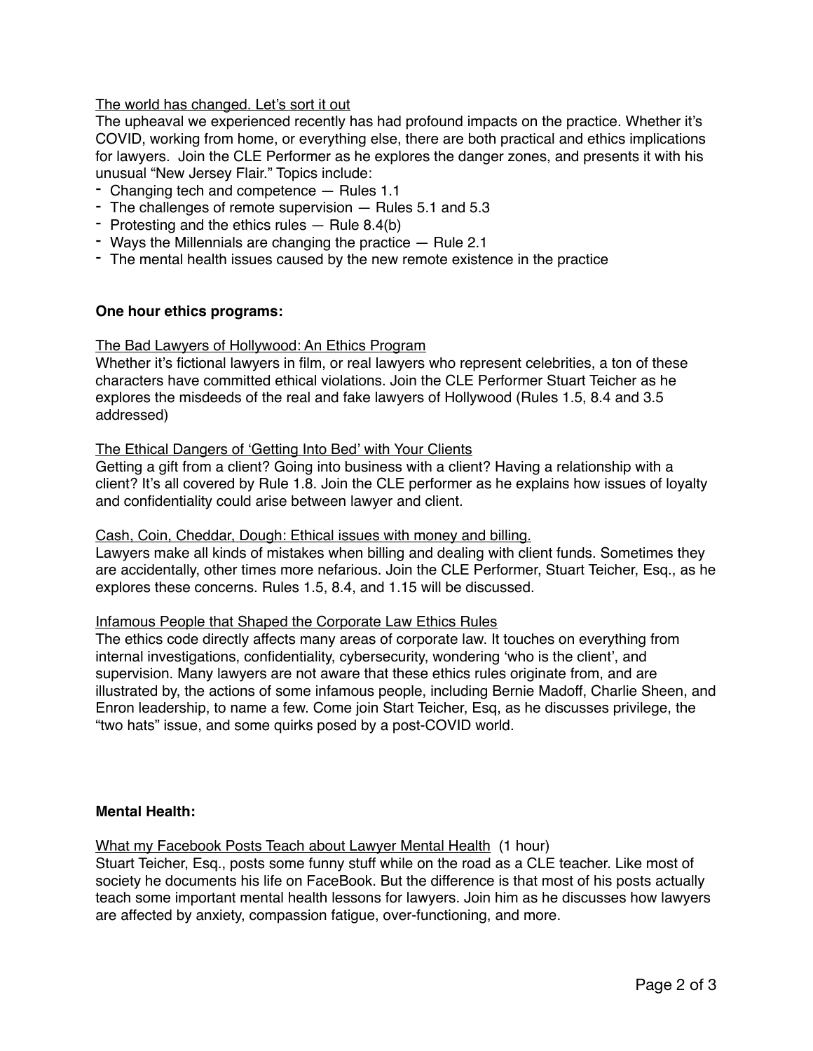The world has changed. Let's sort it out

The upheaval we experienced recently has had profound impacts on the practice. Whether it's COVID, working from home, or everything else, there are both practical and ethics implications for lawyers. Join the CLE Performer as he explores the danger zones, and presents it with his unusual "New Jersey Flair." Topics include:

- Changing tech and competence — Rules 1.1
- The challenges of remote supervision — Rules 5.1 and 5.3
- Protesting and the ethics rules — Rule 8.4(b)
- Ways the Millennials are changing the practice — Rule 2.1
- The mental health issues caused by the new remote existence in the practice

**One hour ethics programs:**

The Bad Lawyers of Hollywood: An Ethics Program

Whether it's fictional lawyers in film, or real lawyers who represent celebrities, a ton of these characters have committed ethical violations. Join the CLE Performer Stuart Teicher as he explores the misdeeds of the real and fake lawyers of Hollywood (Rules 1.5, 8.4 and 3.5 addressed)

The Ethical Dangers of 'Getting Into Bed' with Your Clients

Getting a gift from a client? Going into business with a client? Having a relationship with a client? It's all covered by Rule 1.8. Join the CLE performer as he explains how issues of loyalty and confidentiality could arise between lawyer and client.

Cash, Coin, Cheddar, Dough: Ethical issues with money and billing.

Lawyers make all kinds of mistakes when billing and dealing with client funds. Sometimes they are accidentally, other times more nefarious. Join the CLE Performer, Stuart Teicher, Esq., as he explores these concerns. Rules 1.5, 8.4, and 1.15 will be discussed.

Infamous People that Shaped the Corporate Law Ethics Rules

The ethics code directly affects many areas of corporate law. It touches on everything from internal investigations, confidentiality, cybersecurity, wondering 'who is the client', and supervision. Many lawyers are not aware that these ethics rules originate from, and are illustrated by, the actions of some infamous people, including Bernie Madoff, Charlie Sheen, and Enron leadership, to name a few. Come join Start Teicher, Esq, as he discusses privilege, the "two hats" issue, and some quirks posed by a post-COVID world.

**Mental Health:**

What my Facebook Posts Teach about Lawyer Mental Health (1 hour)

Stuart Teicher, Esq., posts some funny stuff while on the road as a CLE teacher. Like most of society he documents his life on FaceBook. But the difference is that most of his posts actually teach some important mental health lessons for lawyers. Join him as he discusses how lawyers are affected by anxiety, compassion fatigue, over-functioning, and more.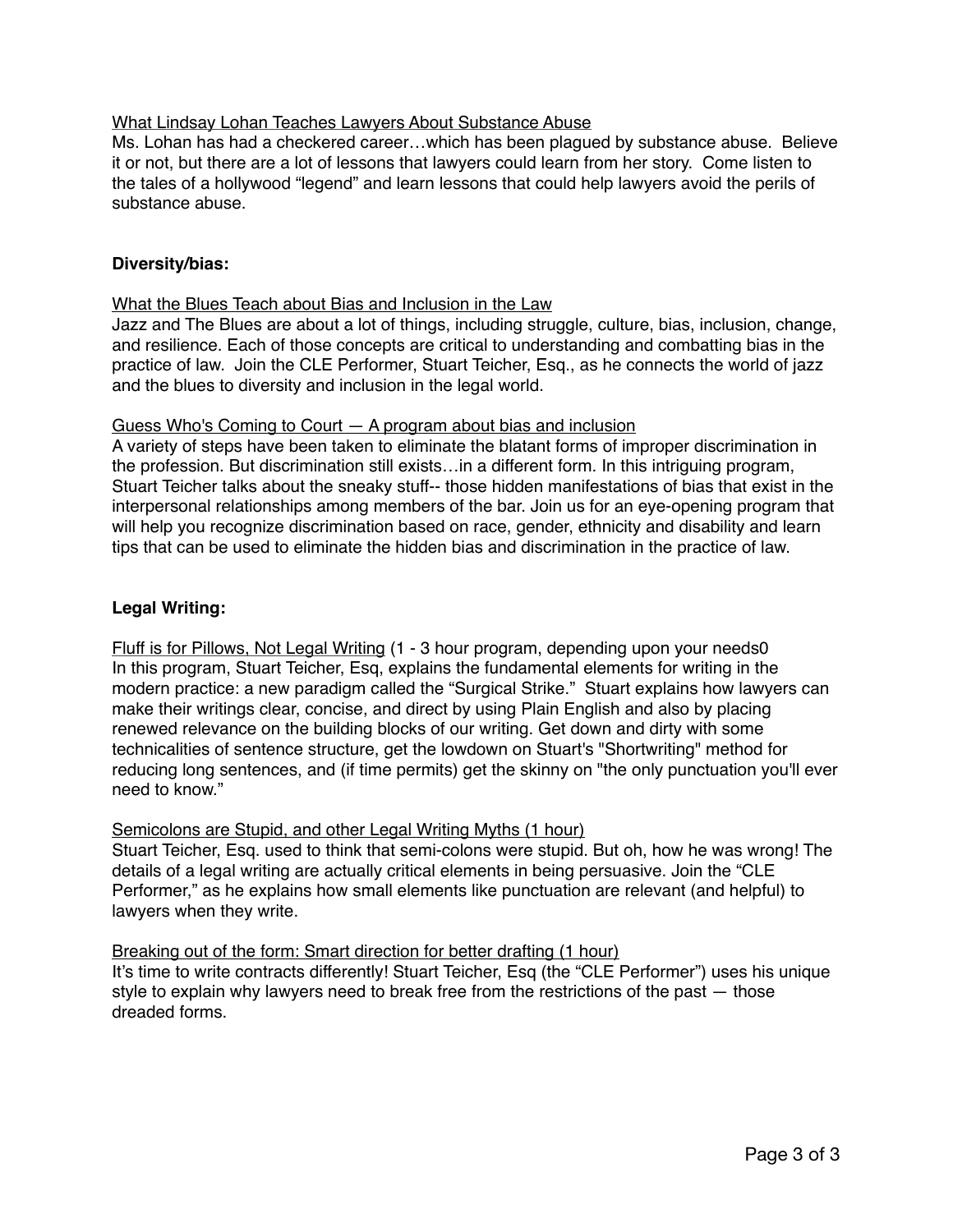What Lindsay Lohan Teaches Lawyers About Substance Abuse

Ms. Lohan has had a checkered career…which has been plagued by substance abuse. Believe it or not, but there are a lot of lessons that lawyers could learn from her story. Come listen to the tales of a hollywood "legend" and learn lessons that could help lawyers avoid the perils of substance abuse.

**Diversity/bias:**

What the Blues Teach about Bias and Inclusion in the Law

Jazz and The Blues are about a lot of things, including struggle, culture, bias, inclusion, change, and resilience. Each of those concepts are critical to understanding and combatting bias in the practice of law. Join the CLE Performer, Stuart Teicher, Esq., as he connects the world of jazz and the blues to diversity and inclusion in the legal world.

Guess Who's Coming to Court — A program about bias and inclusion

A variety of steps have been taken to eliminate the blatant forms of improper discrimination in the profession. But discrimination still exists…in a different form. In this intriguing program, Stuart Teicher talks about the sneaky stuff-- those hidden manifestations of bias that exist in the interpersonal relationships among members of the bar. Join us for an eye-opening program that will help you recognize discrimination based on race, gender, ethnicity and disability and learn tips that can be used to eliminate the hidden bias and discrimination in the practice of law.

**Legal Writing:**

Fluff is for Pillows, Not Legal Writing (1 - 3 hour program, depending upon your needs0

In this program, Stuart Teicher, Esq, explains the fundamental elements for writing in the modern practice: a new paradigm called the "Surgical Strike." Stuart explains how lawyers can make their writings clear, concise, and direct by using Plain English and also by placing renewed relevance on the building blocks of our writing. Get down and dirty with some technicalities of sentence structure, get the lowdown on Stuart's "Shortwriting" method for reducing long sentences, and (if time permits) get the skinny on "the only punctuation you'll ever need to know."

Semicolons are Stupid, and other Legal Writing Myths (1 hour)

Stuart Teicher, Esq. used to think that semi-colons were stupid. But oh, how he was wrong! The details of a legal writing are actually critical elements in being persuasive. Join the "CLE Performer," as he explains how small elements like punctuation are relevant (and helpful) to lawyers when they write.

Breaking out of the form: Smart direction for better drafting (1 hour)

It's time to write contracts differently! Stuart Teicher, Esq (the "CLE Performer") uses his unique style to explain why lawyers need to break free from the restrictions of the past — those dreaded forms.